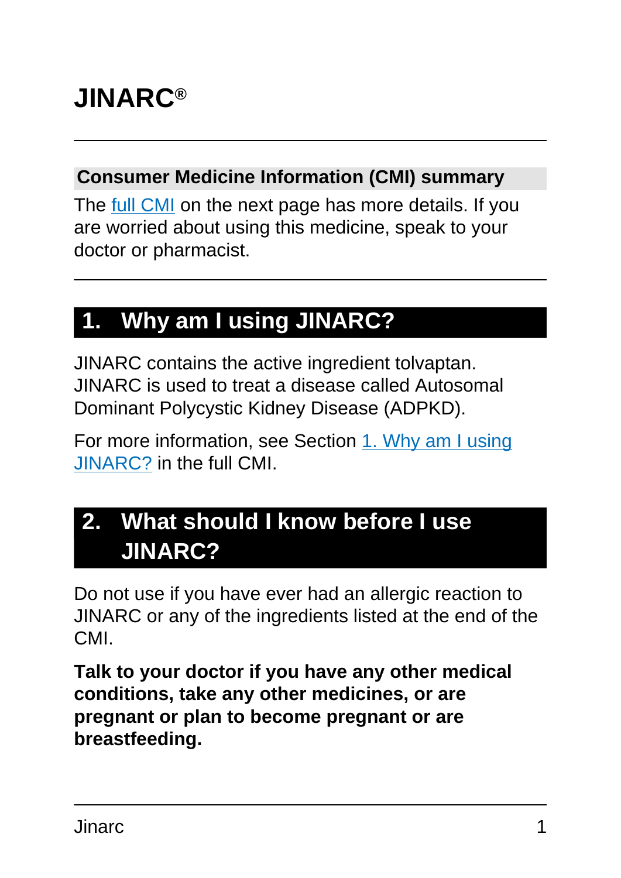# JINARC®

## Consumer Medicine Information (CMI) summary

The full CMI on the next page has more details. If you are worried about using this medicine, speak to your doctor or pharmacist.

## 1. Why am I using JINARC?

JINARC contains the active ingredient tolvaptan. JINARC is used to treat a disease called Autosomal Dominant Polycystic Kidney Disease (ADPKD).

For more information, see Section 1. Why am I using JINARC? in the full CMI.

## 2. What should I know before I use JINARC?

Do not use if you have ever had an allergic reaction to JINARC or any of the ingredients listed at the end of the CMI.

**Talk to your doctor if you have any other medical conditions, take any other medicines, or are pregnant or plan to become pregnant or are breastfeeding.**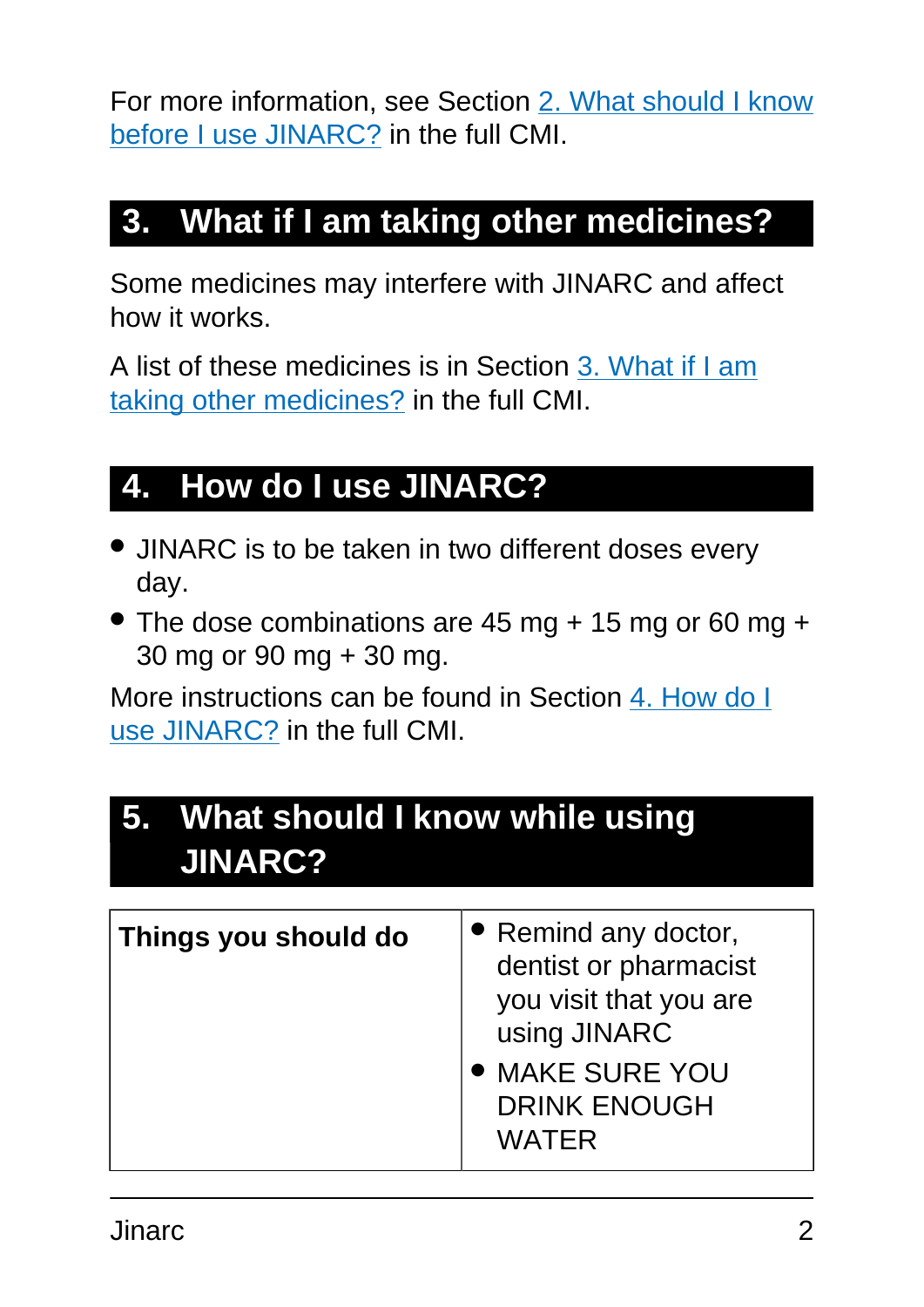For more information, see Section [2. What should I know before I use JINARC?] in the full CMI.

## 3. What if I am taking other medicines?

Some medicines may interfere with JINARC and affect how it works.

A list of these medicines is in Section [3. What if I am taking other medicines?] in the full CMI.

## 4. How do I use JINARC?

- JINARC is to be taken in two different doses every day.
- The dose combinations are 45 mg + 15 mg or 60 mg + 30 mg or 90 mg + 30 mg.

More instructions can be found in Section [4. How do I use JINARC?] in the full CMI.

## 5. What should I know while using JINARC?

| **Things you should do** | • Remind any doctor, dentist or pharmacist you visit that you are using JINARC<br>• MAKE SURE YOU DRINK ENOUGH WATER |
|---|---|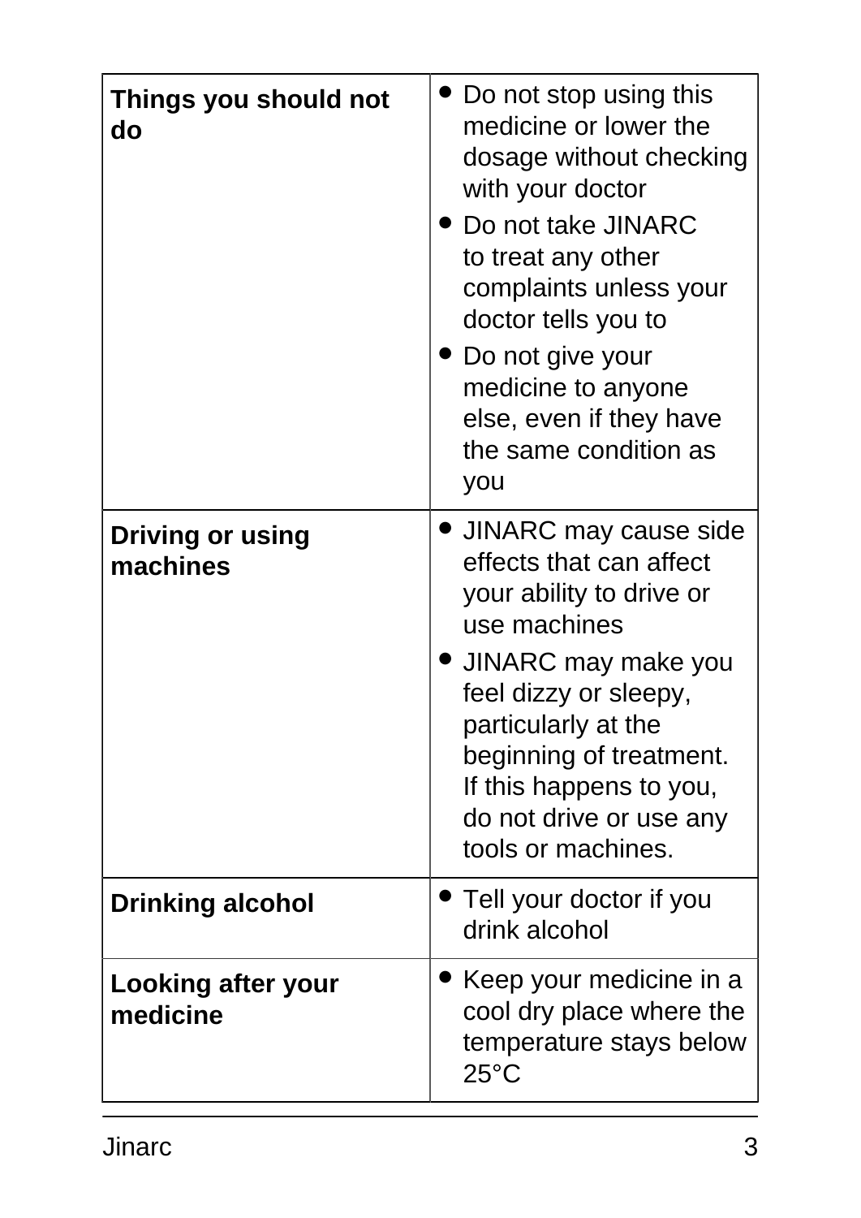| | |
|---|---|
| **Things you should not do** | • Do not stop using this medicine or lower the dosage without checking with your doctor<br>• Do not take JINARC to treat any other complaints unless your doctor tells you to<br>• Do not give your medicine to anyone else, even if they have the same condition as you |
| **Driving or using machines** | • JINARC may cause side effects that can affect your ability to drive or use machines<br>• JINARC may make you feel dizzy or sleepy, particularly at the beginning of treatment. If this happens to you, do not drive or use any tools or machines. |
| **Drinking alcohol** | • Tell your doctor if you drink alcohol |
| **Looking after your medicine** | • Keep your medicine in a cool dry place where the temperature stays below 25°C |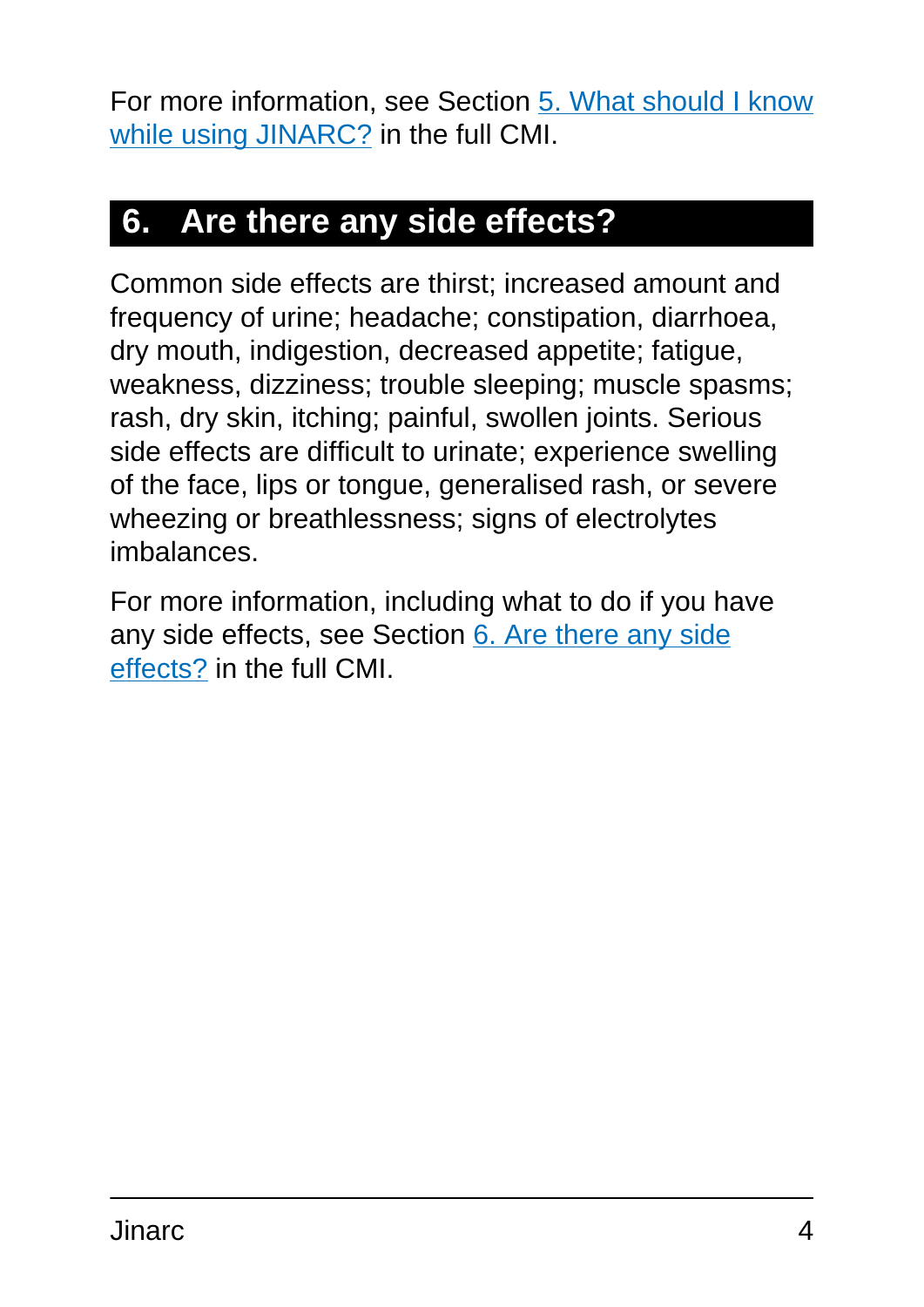For more information, see Section 5. What should I know while using JINARC? in the full CMI.

## 6. Are there any side effects?

Common side effects are thirst; increased amount and frequency of urine; headache; constipation, diarrhoea, dry mouth, indigestion, decreased appetite; fatigue, weakness, dizziness; trouble sleeping; muscle spasms; rash, dry skin, itching; painful, swollen joints. Serious side effects are difficult to urinate; experience swelling of the face, lips or tongue, generalised rash, or severe wheezing or breathlessness; signs of electrolytes imbalances.

For more information, including what to do if you have any side effects, see Section 6. Are there any side effects? in the full CMI.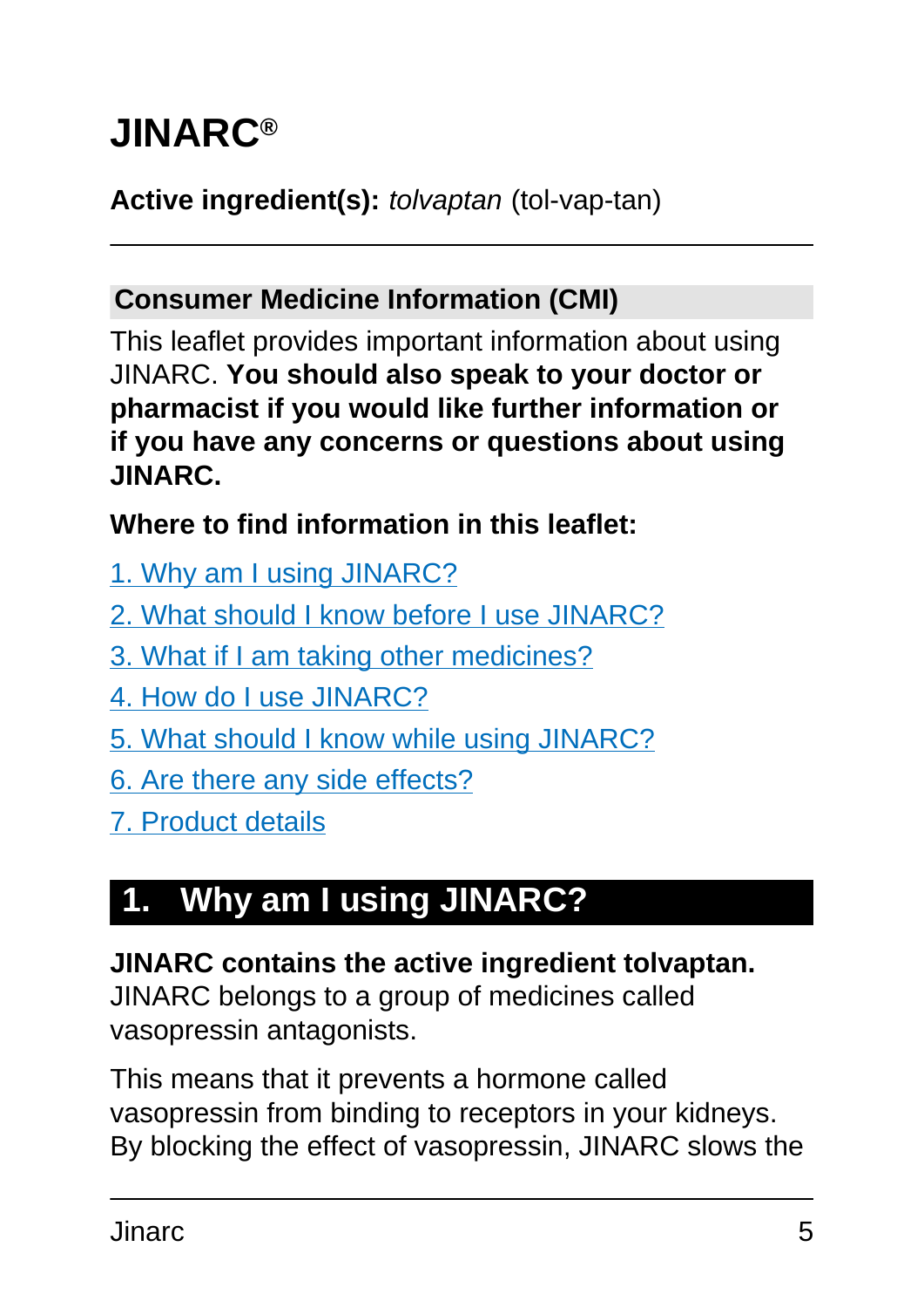# JINARC®

**Active ingredient(s):** *tolvaptan* (tol-vap-tan)

---

## Consumer Medicine Information (CMI)

This leaflet provides important information about using JINARC. **You should also speak to your doctor or pharmacist if you would like further information or if you have any concerns or questions about using JINARC.**

**Where to find information in this leaflet:**

1. Why am I using JINARC?
2. What should I know before I use JINARC?
3. What if I am taking other medicines?
4. How do I use JINARC?
5. What should I know while using JINARC?
6. Are there any side effects?
7. Product details

## 1. Why am I using JINARC?

**JINARC contains the active ingredient tolvaptan.** JINARC belongs to a group of medicines called vasopressin antagonists.

This means that it prevents a hormone called vasopressin from binding to receptors in your kidneys. By blocking the effect of vasopressin, JINARC slows the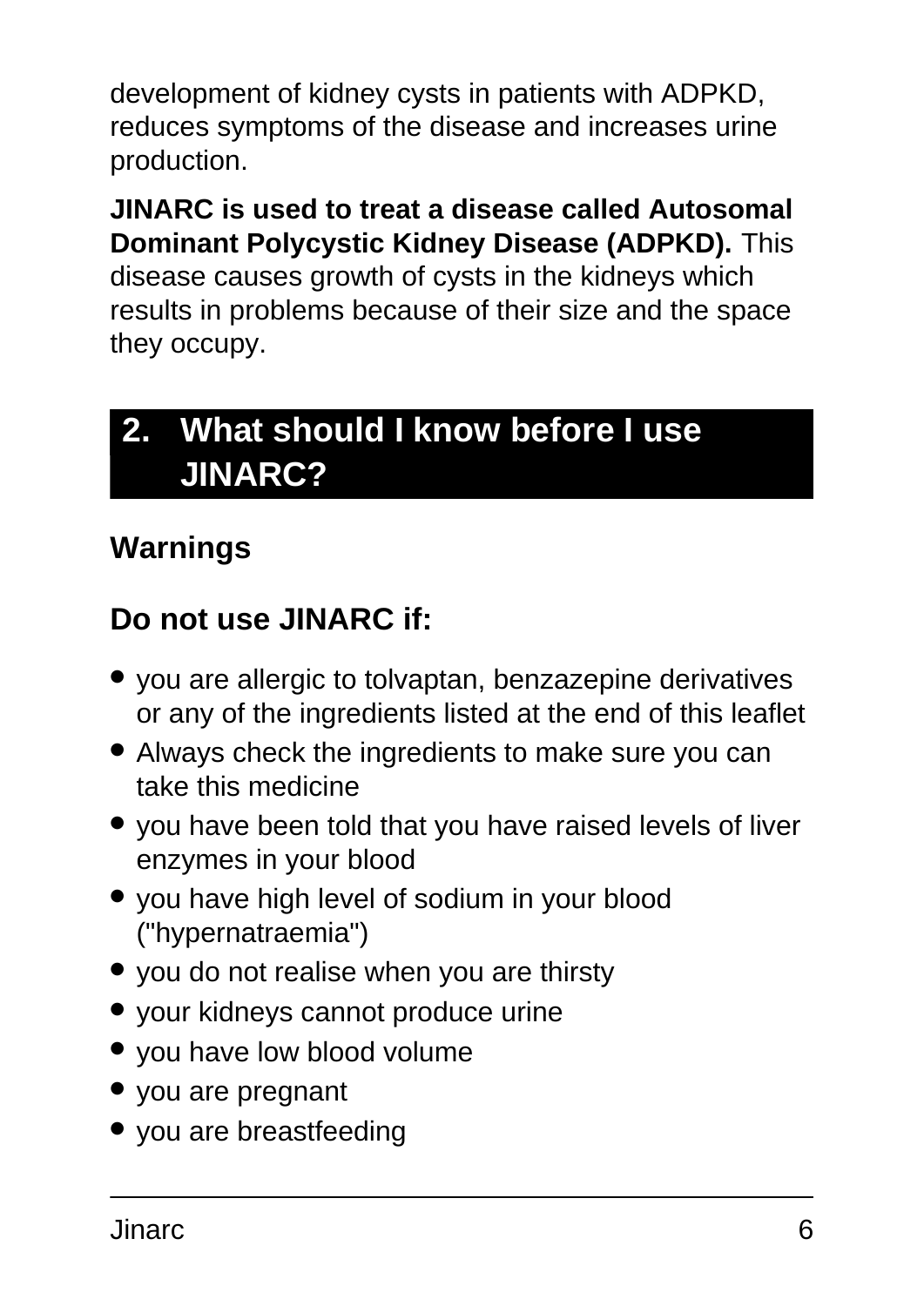development of kidney cysts in patients with ADPKD, reduces symptoms of the disease and increases urine production.

**JINARC is used to treat a disease called Autosomal Dominant Polycystic Kidney Disease (ADPKD).** This disease causes growth of cysts in the kidneys which results in problems because of their size and the space they occupy.

## 2. What should I know before I use JINARC?

### Warnings

### Do not use JINARC if:

- you are allergic to tolvaptan, benzazepine derivatives or any of the ingredients listed at the end of this leaflet
- Always check the ingredients to make sure you can take this medicine
- you have been told that you have raised levels of liver enzymes in your blood
- you have high level of sodium in your blood ("hypernatraemia")
- you do not realise when you are thirsty
- your kidneys cannot produce urine
- you have low blood volume
- you are pregnant
- you are breastfeeding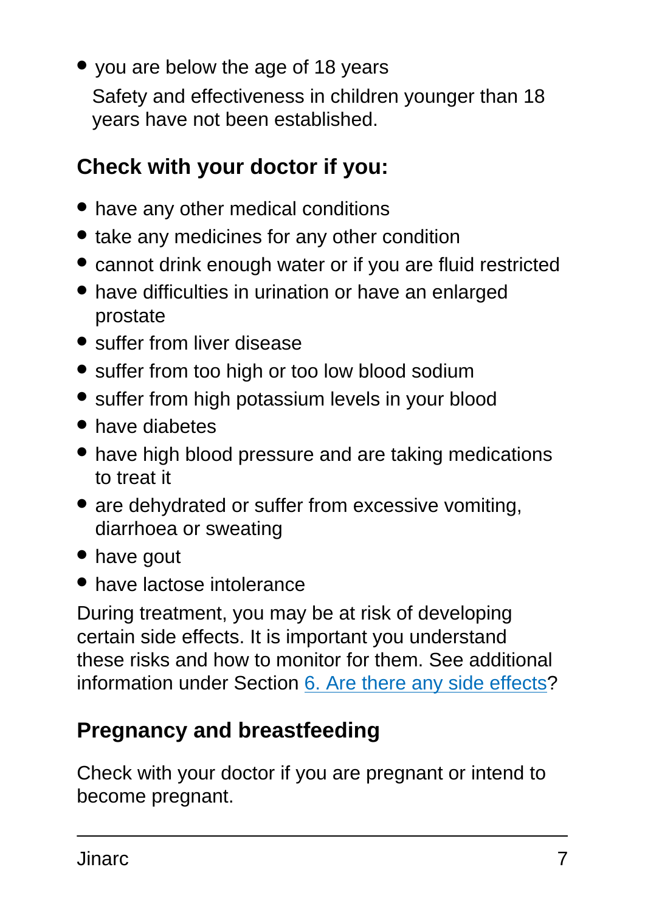- you are below the age of 18 years

  Safety and effectiveness in children younger than 18 years have not been established.

### Check with your doctor if you:

- have any other medical conditions
- take any medicines for any other condition
- cannot drink enough water or if you are fluid restricted
- have difficulties in urination or have an enlarged prostate
- suffer from liver disease
- suffer from too high or too low blood sodium
- suffer from high potassium levels in your blood
- have diabetes
- have high blood pressure and are taking medications to treat it
- are dehydrated or suffer from excessive vomiting, diarrhoea or sweating
- have gout
- have lactose intolerance

During treatment, you may be at risk of developing certain side effects. It is important you understand these risks and how to monitor for them. See additional information under Section 6. Are there any side effects?

### Pregnancy and breastfeeding

Check with your doctor if you are pregnant or intend to become pregnant.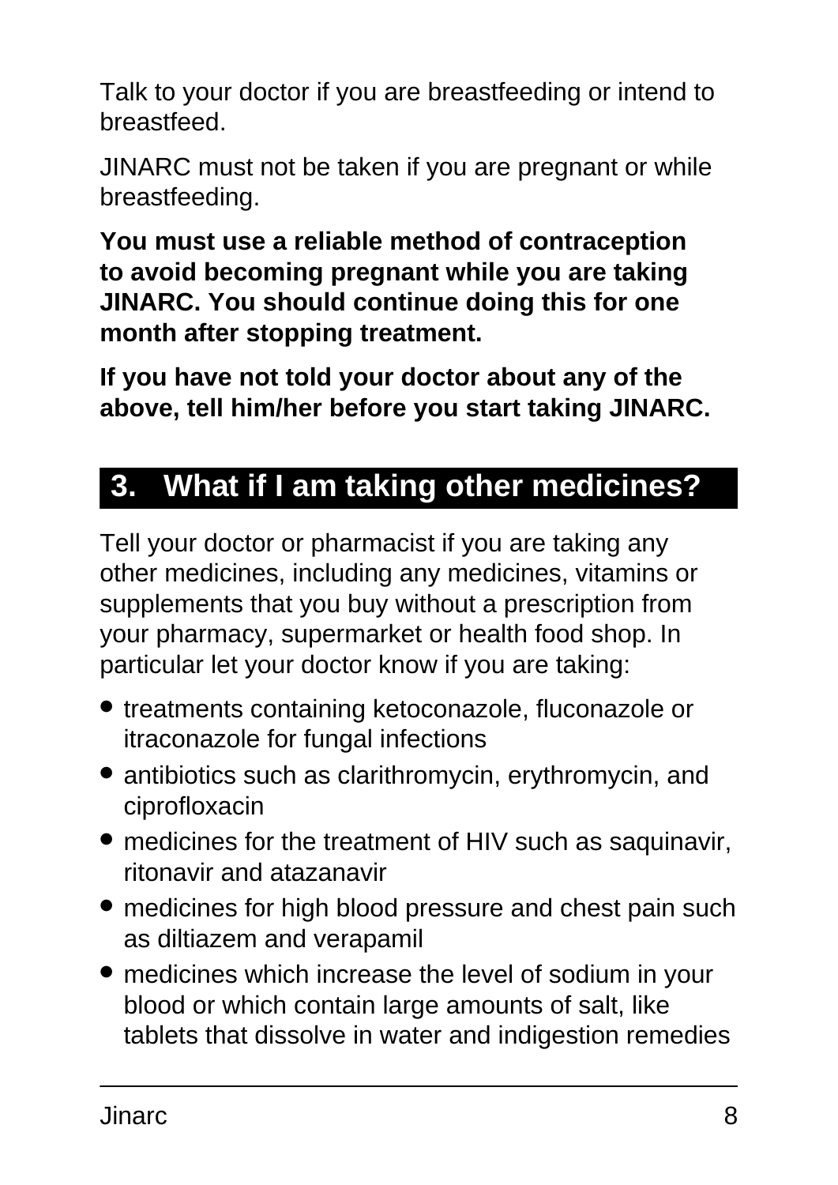Talk to your doctor if you are breastfeeding or intend to breastfeed.

JINARC must not be taken if you are pregnant or while breastfeeding.

**You must use a reliable method of contraception to avoid becoming pregnant while you are taking JINARC. You should continue doing this for one month after stopping treatment.**

**If you have not told your doctor about any of the above, tell him/her before you start taking JINARC.**

## 3. What if I am taking other medicines?

Tell your doctor or pharmacist if you are taking any other medicines, including any medicines, vitamins or supplements that you buy without a prescription from your pharmacy, supermarket or health food shop. In particular let your doctor know if you are taking:

- treatments containing ketoconazole, fluconazole or itraconazole for fungal infections
- antibiotics such as clarithromycin, erythromycin, and ciprofloxacin
- medicines for the treatment of HIV such as saquinavir, ritonavir and atazanavir
- medicines for high blood pressure and chest pain such as diltiazem and verapamil
- medicines which increase the level of sodium in your blood or which contain large amounts of salt, like tablets that dissolve in water and indigestion remedies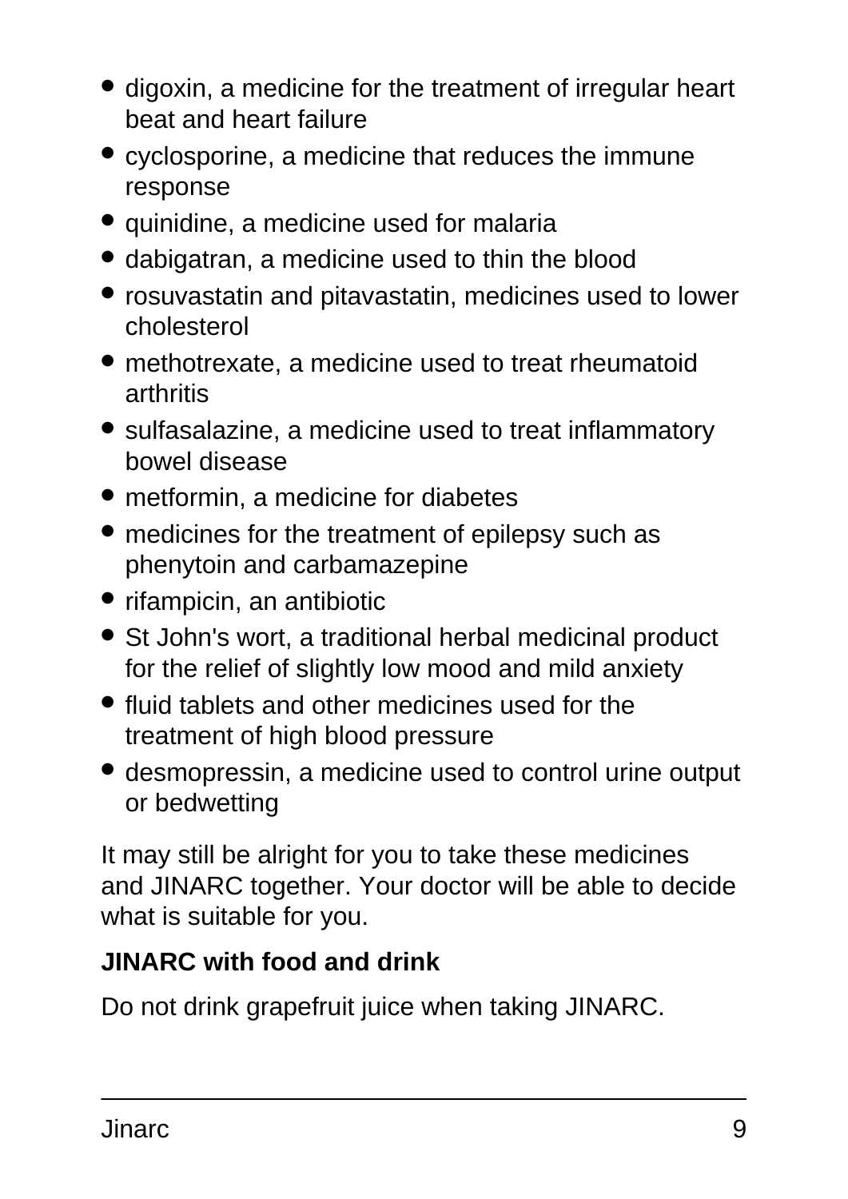- digoxin, a medicine for the treatment of irregular heart beat and heart failure
- cyclosporine, a medicine that reduces the immune response
- quinidine, a medicine used for malaria
- dabigatran, a medicine used to thin the blood
- rosuvastatin and pitavastatin, medicines used to lower cholesterol
- methotrexate, a medicine used to treat rheumatoid arthritis
- sulfasalazine, a medicine used to treat inflammatory bowel disease
- metformin, a medicine for diabetes
- medicines for the treatment of epilepsy such as phenytoin and carbamazepine
- rifampicin, an antibiotic
- St John's wort, a traditional herbal medicinal product for the relief of slightly low mood and mild anxiety
- fluid tablets and other medicines used for the treatment of high blood pressure
- desmopressin, a medicine used to control urine output or bedwetting

It may still be alright for you to take these medicines and JINARC together. Your doctor will be able to decide what is suitable for you.

**JINARC with food and drink**

Do not drink grapefruit juice when taking JINARC.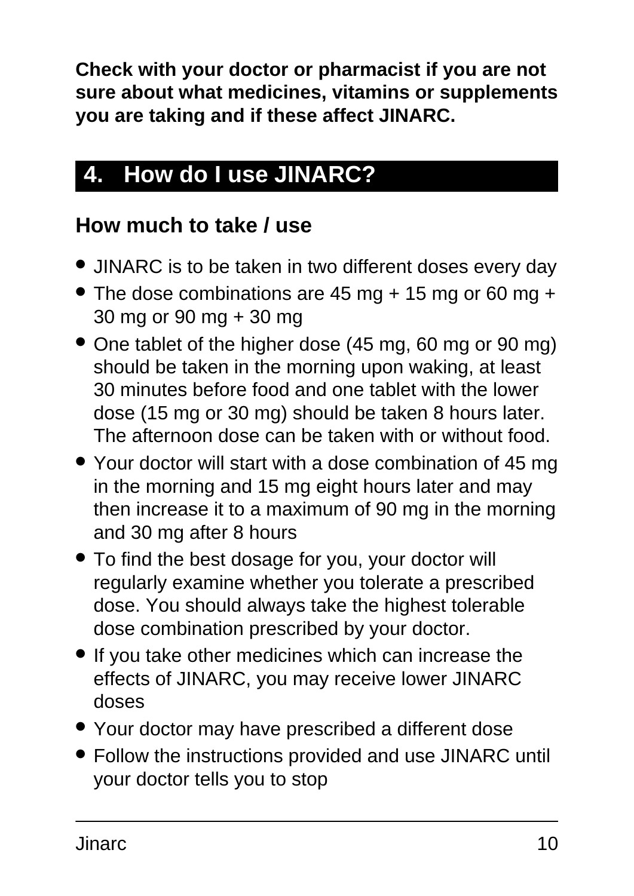**Check with your doctor or pharmacist if you are not sure about what medicines, vitamins or supplements you are taking and if these affect JINARC.**

## 4. How do I use JINARC?

### How much to take / use

- JINARC is to be taken in two different doses every day
- The dose combinations are 45 mg + 15 mg or 60 mg + 30 mg or 90 mg + 30 mg
- One tablet of the higher dose (45 mg, 60 mg or 90 mg) should be taken in the morning upon waking, at least 30 minutes before food and one tablet with the lower dose (15 mg or 30 mg) should be taken 8 hours later. The afternoon dose can be taken with or without food.
- Your doctor will start with a dose combination of 45 mg in the morning and 15 mg eight hours later and may then increase it to a maximum of 90 mg in the morning and 30 mg after 8 hours
- To find the best dosage for you, your doctor will regularly examine whether you tolerate a prescribed dose. You should always take the highest tolerable dose combination prescribed by your doctor.
- If you take other medicines which can increase the effects of JINARC, you may receive lower JINARC doses
- Your doctor may have prescribed a different dose
- Follow the instructions provided and use JINARC until your doctor tells you to stop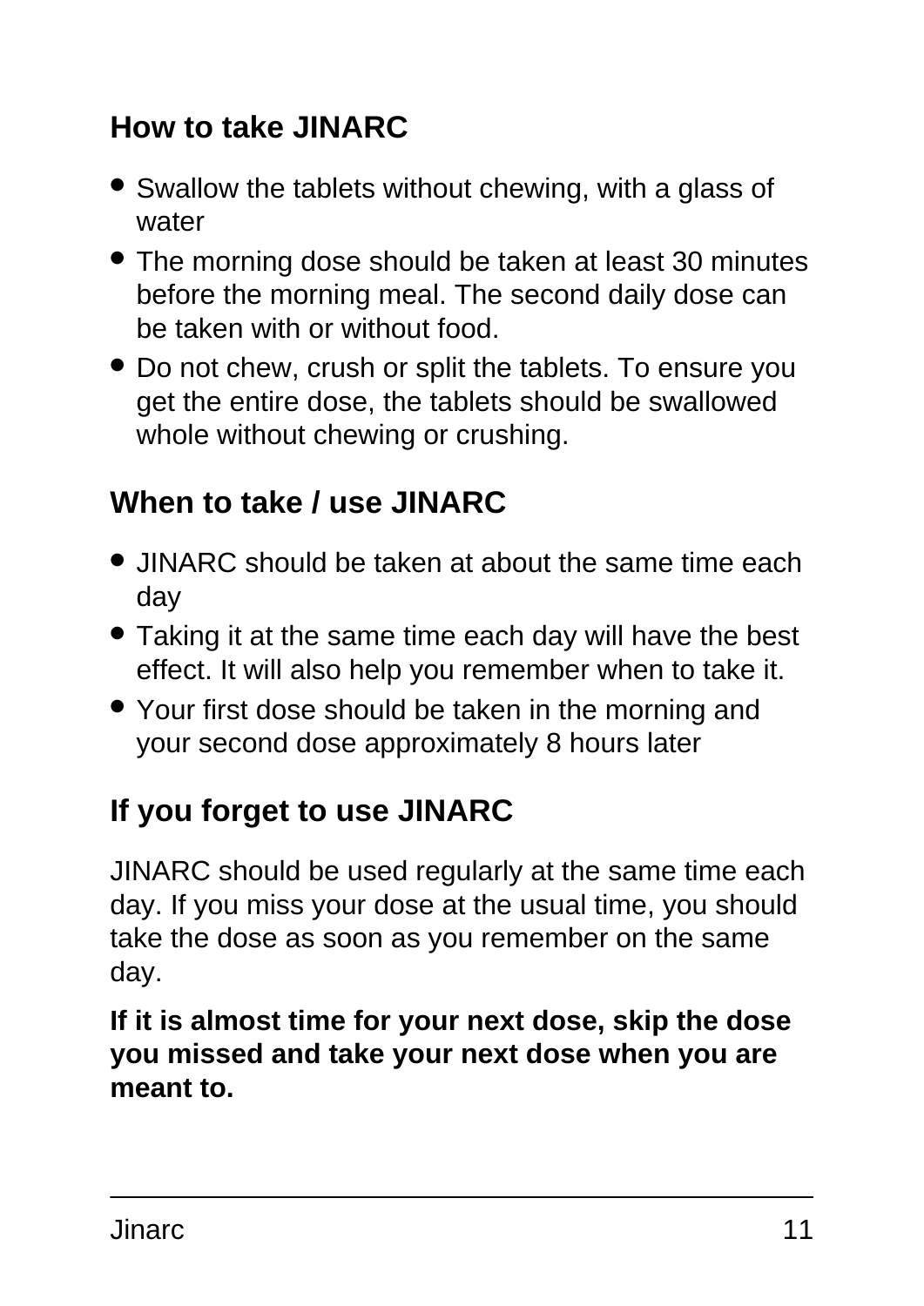## How to take JINARC

- Swallow the tablets without chewing, with a glass of water
- The morning dose should be taken at least 30 minutes before the morning meal. The second daily dose can be taken with or without food.
- Do not chew, crush or split the tablets. To ensure you get the entire dose, the tablets should be swallowed whole without chewing or crushing.

## When to take / use JINARC

- JINARC should be taken at about the same time each day
- Taking it at the same time each day will have the best effect. It will also help you remember when to take it.
- Your first dose should be taken in the morning and your second dose approximately 8 hours later

## If you forget to use JINARC

JINARC should be used regularly at the same time each day. If you miss your dose at the usual time, you should take the dose as soon as you remember on the same day.

**If it is almost time for your next dose, skip the dose you missed and take your next dose when you are meant to.**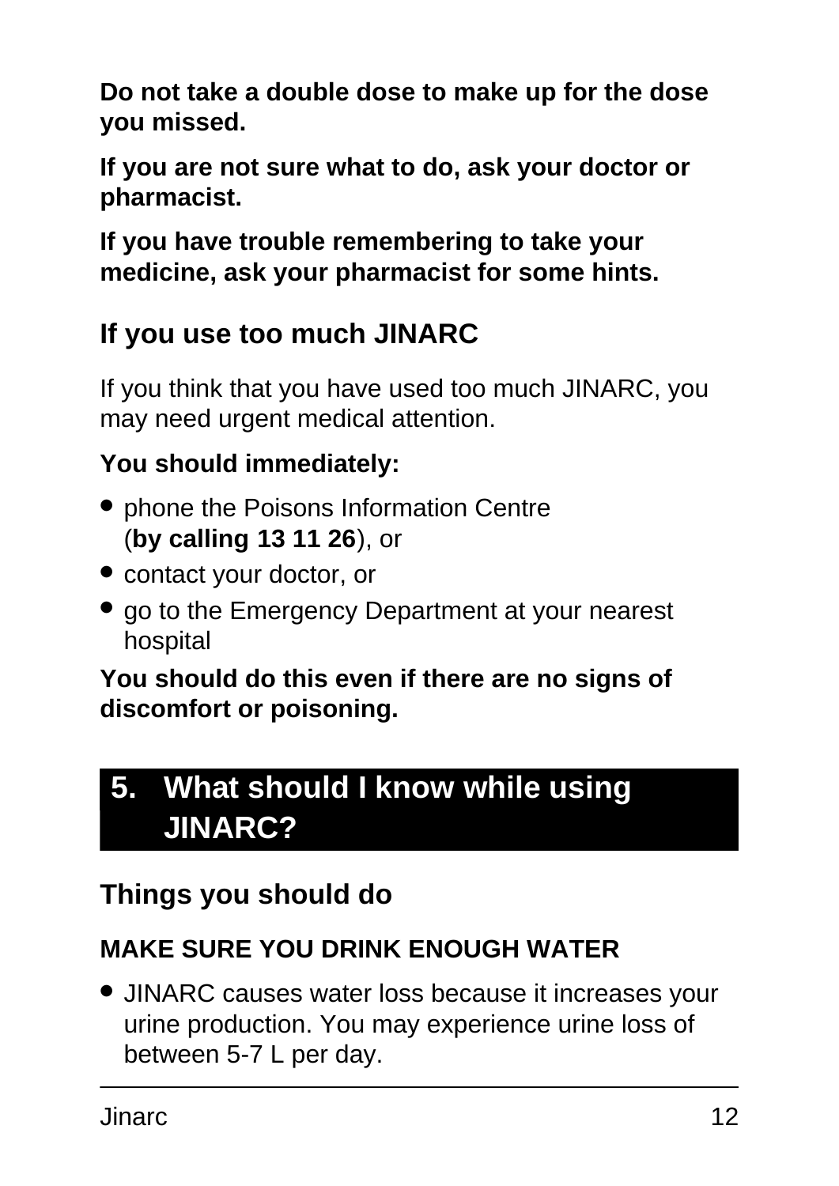**Do not take a double dose to make up for the dose you missed.**

**If you are not sure what to do, ask your doctor or pharmacist.**

**If you have trouble remembering to take your medicine, ask your pharmacist for some hints.**

### If you use too much JINARC

If you think that you have used too much JINARC, you may need urgent medical attention.

**You should immediately:**

- phone the Poisons Information Centre (**by calling 13 11 26**), or
- contact your doctor, or
- go to the Emergency Department at your nearest hospital

**You should do this even if there are no signs of discomfort or poisoning.**

## 5. What should I know while using JINARC?

### Things you should do

**MAKE SURE YOU DRINK ENOUGH WATER**

- JINARC causes water loss because it increases your urine production. You may experience urine loss of between 5-7 L per day.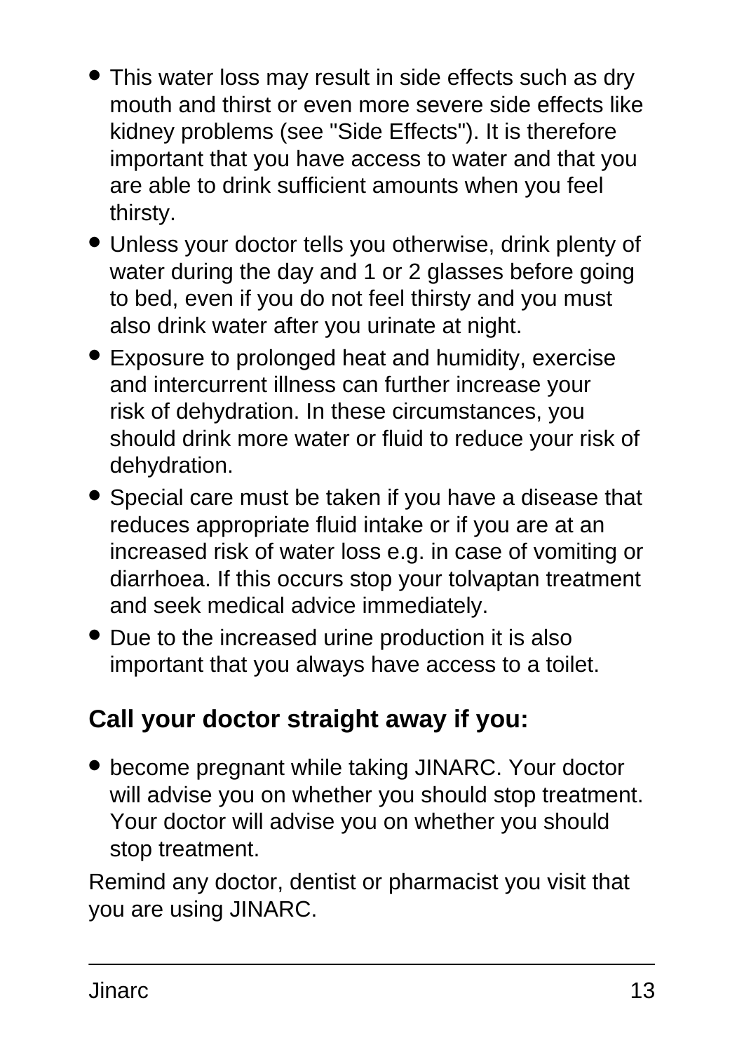- This water loss may result in side effects such as dry mouth and thirst or even more severe side effects like kidney problems (see "Side Effects"). It is therefore important that you have access to water and that you are able to drink sufficient amounts when you feel thirsty.
- Unless your doctor tells you otherwise, drink plenty of water during the day and 1 or 2 glasses before going to bed, even if you do not feel thirsty and you must also drink water after you urinate at night.
- Exposure to prolonged heat and humidity, exercise and intercurrent illness can further increase your risk of dehydration. In these circumstances, you should drink more water or fluid to reduce your risk of dehydration.
- Special care must be taken if you have a disease that reduces appropriate fluid intake or if you are at an increased risk of water loss e.g. in case of vomiting or diarrhoea. If this occurs stop your tolvaptan treatment and seek medical advice immediately.
- Due to the increased urine production it is also important that you always have access to a toilet.

### Call your doctor straight away if you:

- become pregnant while taking JINARC. Your doctor will advise you on whether you should stop treatment. Your doctor will advise you on whether you should stop treatment.

Remind any doctor, dentist or pharmacist you visit that you are using JINARC.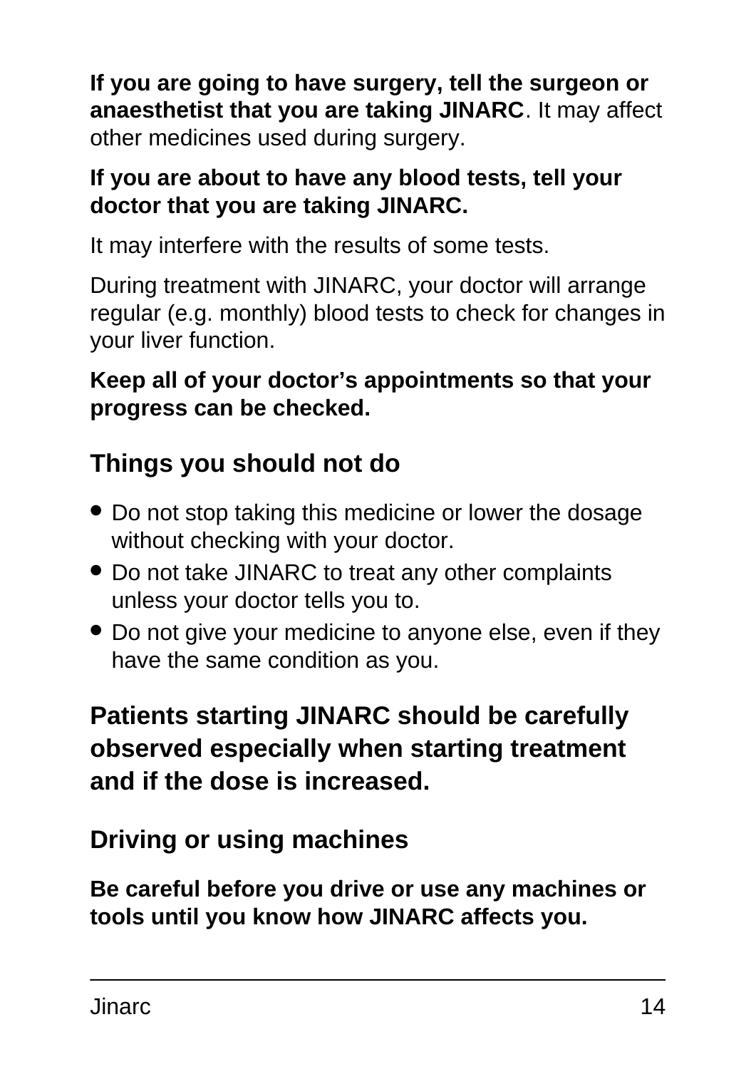**If you are going to have surgery, tell the surgeon or anaesthetist that you are taking JINARC**. It may affect other medicines used during surgery.

**If you are about to have any blood tests, tell your doctor that you are taking JINARC.**

It may interfere with the results of some tests.

During treatment with JINARC, your doctor will arrange regular (e.g. monthly) blood tests to check for changes in your liver function.

**Keep all of your doctor's appointments so that your progress can be checked.**

### Things you should not do

- Do not stop taking this medicine or lower the dosage without checking with your doctor.
- Do not take JINARC to treat any other complaints unless your doctor tells you to.
- Do not give your medicine to anyone else, even if they have the same condition as you.

## Patients starting JINARC should be carefully observed especially when starting treatment and if the dose is increased.

### Driving or using machines

**Be careful before you drive or use any machines or tools until you know how JINARC affects you.**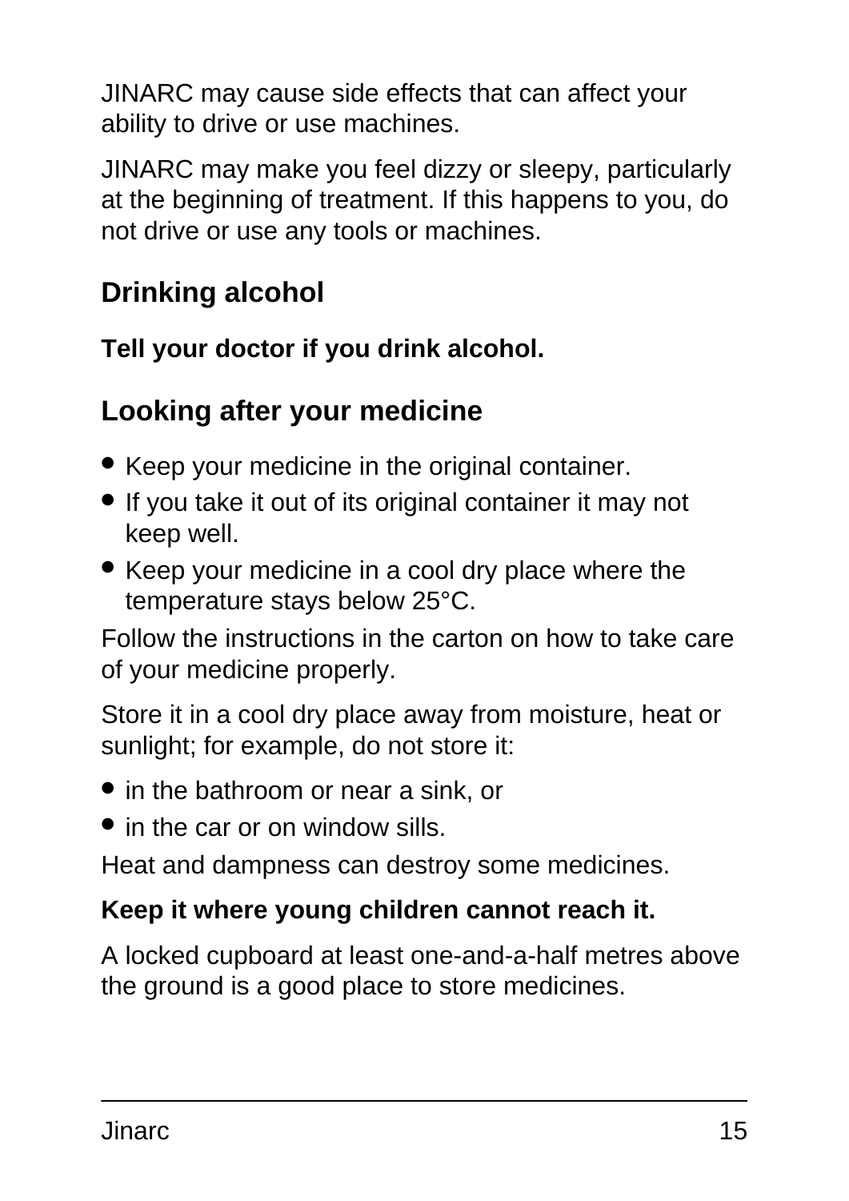JINARC may cause side effects that can affect your ability to drive or use machines.

JINARC may make you feel dizzy or sleepy, particularly at the beginning of treatment. If this happens to you, do not drive or use any tools or machines.

## Drinking alcohol

**Tell your doctor if you drink alcohol.**

## Looking after your medicine

- Keep your medicine in the original container.
- If you take it out of its original container it may not keep well.
- Keep your medicine in a cool dry place where the temperature stays below 25°C.

Follow the instructions in the carton on how to take care of your medicine properly.

Store it in a cool dry place away from moisture, heat or sunlight; for example, do not store it:

- in the bathroom or near a sink, or
- in the car or on window sills.

Heat and dampness can destroy some medicines.

**Keep it where young children cannot reach it.**

A locked cupboard at least one-and-a-half metres above the ground is a good place to store medicines.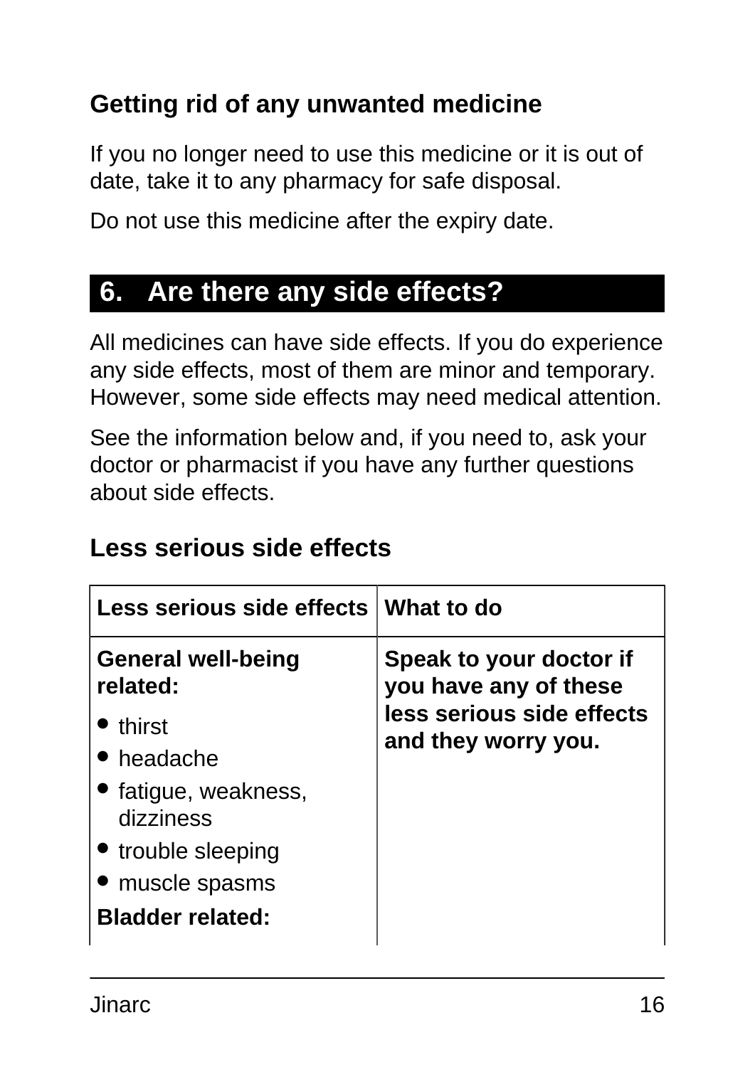### Getting rid of any unwanted medicine

If you no longer need to use this medicine or it is out of date, take it to any pharmacy for safe disposal.

Do not use this medicine after the expiry date.

## 6. Are there any side effects?

All medicines can have side effects. If you do experience any side effects, most of them are minor and temporary. However, some side effects may need medical attention.

See the information below and, if you need to, ask your doctor or pharmacist if you have any further questions about side effects.

### Less serious side effects

| Less serious side effects | What to do |
|---|---|
| **General well-being related:**<br>• thirst<br>• headache<br>• fatigue, weakness, dizziness<br>• trouble sleeping<br>• muscle spasms<br>**Bladder related:** | **Speak to your doctor if you have any of these less serious side effects and they worry you.** |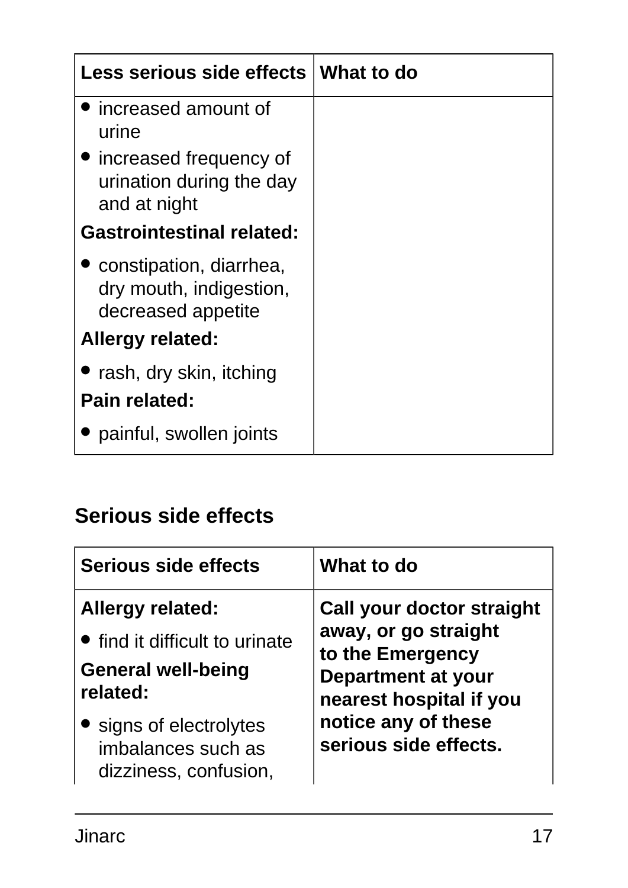| Less serious side effects | What to do |
|---|---|
| • increased amount of urine<br>• increased frequency of urination during the day and at night<br>**Gastrointestinal related:**<br>• constipation, diarrhea, dry mouth, indigestion, decreased appetite<br>**Allergy related:**<br>• rash, dry skin, itching<br>**Pain related:**<br>• painful, swollen joints | |

## Serious side effects

| Serious side effects | What to do |
|---|---|
| **Allergy related:**<br>• find it difficult to urinate<br>**General well-being related:**<br>• signs of electrolytes imbalances such as dizziness, confusion, | **Call your doctor straight away, or go straight to the Emergency Department at your nearest hospital if you notice any of these serious side effects.** |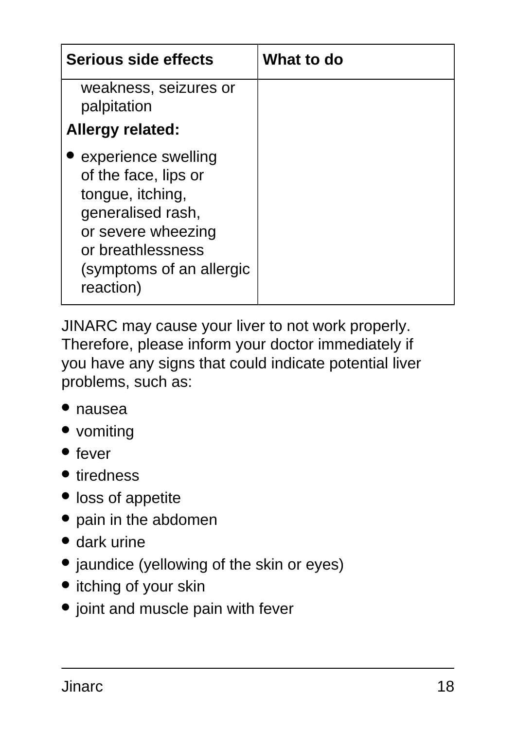| Serious side effects | What to do |
| --- | --- |
| weakness, seizures or palpitation<br>**Allergy related:**<br>• experience swelling of the face, lips or tongue, itching, generalised rash, or severe wheezing or breathlessness (symptoms of an allergic reaction) | |

JINARC may cause your liver to not work properly. Therefore, please inform your doctor immediately if you have any signs that could indicate potential liver problems, such as:

- nausea
- vomiting
- fever
- tiredness
- loss of appetite
- pain in the abdomen
- dark urine
- jaundice (yellowing of the skin or eyes)
- itching of your skin
- joint and muscle pain with fever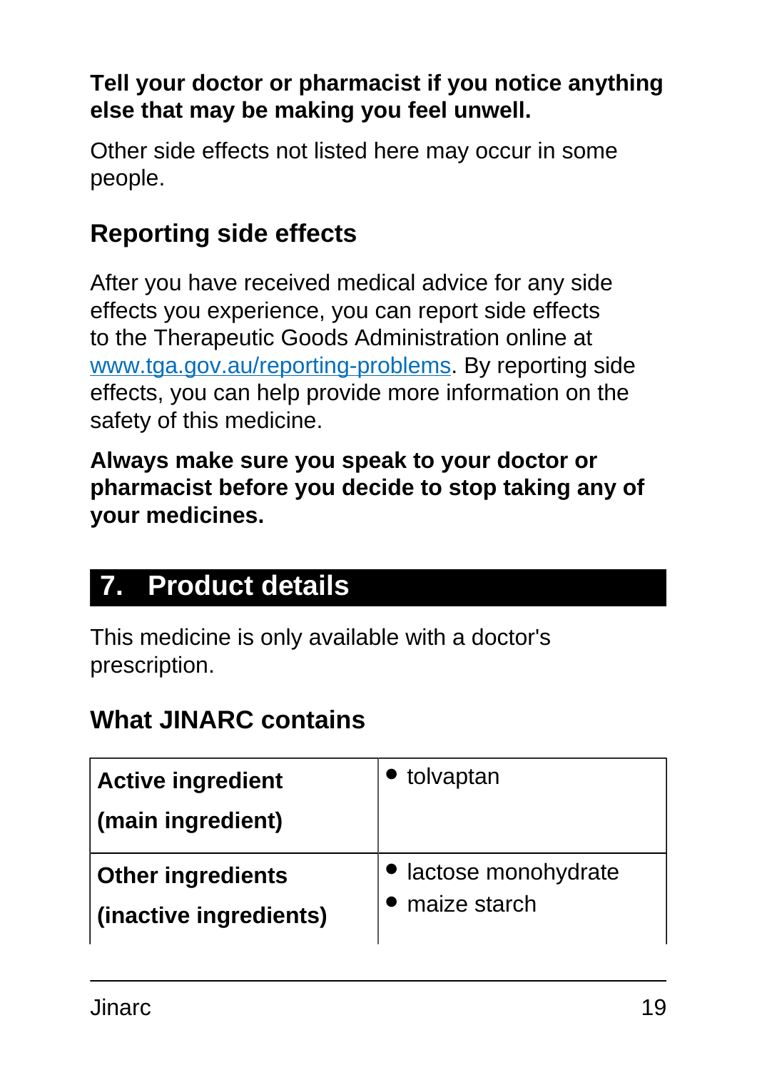**Tell your doctor or pharmacist if you notice anything else that may be making you feel unwell.**

Other side effects not listed here may occur in some people.

## Reporting side effects

After you have received medical advice for any side effects you experience, you can report side effects to the Therapeutic Goods Administration online at www.tga.gov.au/reporting-problems. By reporting side effects, you can help provide more information on the safety of this medicine.

**Always make sure you speak to your doctor or pharmacist before you decide to stop taking any of your medicines.**

# 7. Product details

This medicine is only available with a doctor's prescription.

## What JINARC contains

| | |
|---|---|
| **Active ingredient (main ingredient)** | • tolvaptan |
| **Other ingredients (inactive ingredients)** | • lactose monohydrate<br>• maize starch |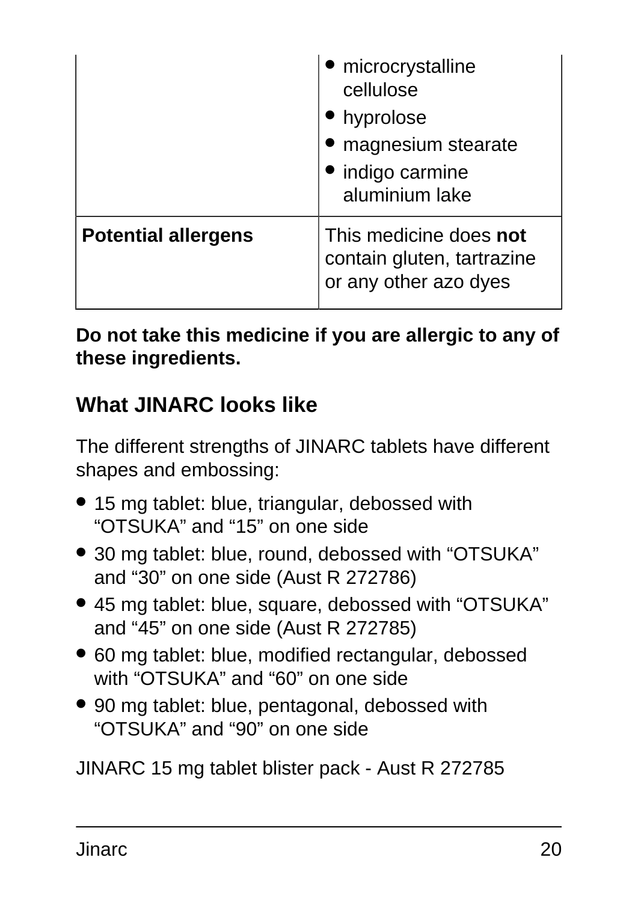| | |
|---|---|
| | • microcrystalline cellulose<br>• hyprolose<br>• magnesium stearate<br>• indigo carmine aluminium lake |
| **Potential allergens** | This medicine does **not** contain gluten, tartrazine or any other azo dyes |

**Do not take this medicine if you are allergic to any of these ingredients.**

## What JINARC looks like

The different strengths of JINARC tablets have different shapes and embossing:

- 15 mg tablet: blue, triangular, debossed with “OTSUKA” and “15” on one side
- 30 mg tablet: blue, round, debossed with “OTSUKA” and “30” on one side (Aust R 272786)
- 45 mg tablet: blue, square, debossed with “OTSUKA” and “45” on one side (Aust R 272785)
- 60 mg tablet: blue, modified rectangular, debossed with “OTSUKA” and “60” on one side
- 90 mg tablet: blue, pentagonal, debossed with “OTSUKA” and “90” on one side

JINARC 15 mg tablet blister pack - Aust R 272785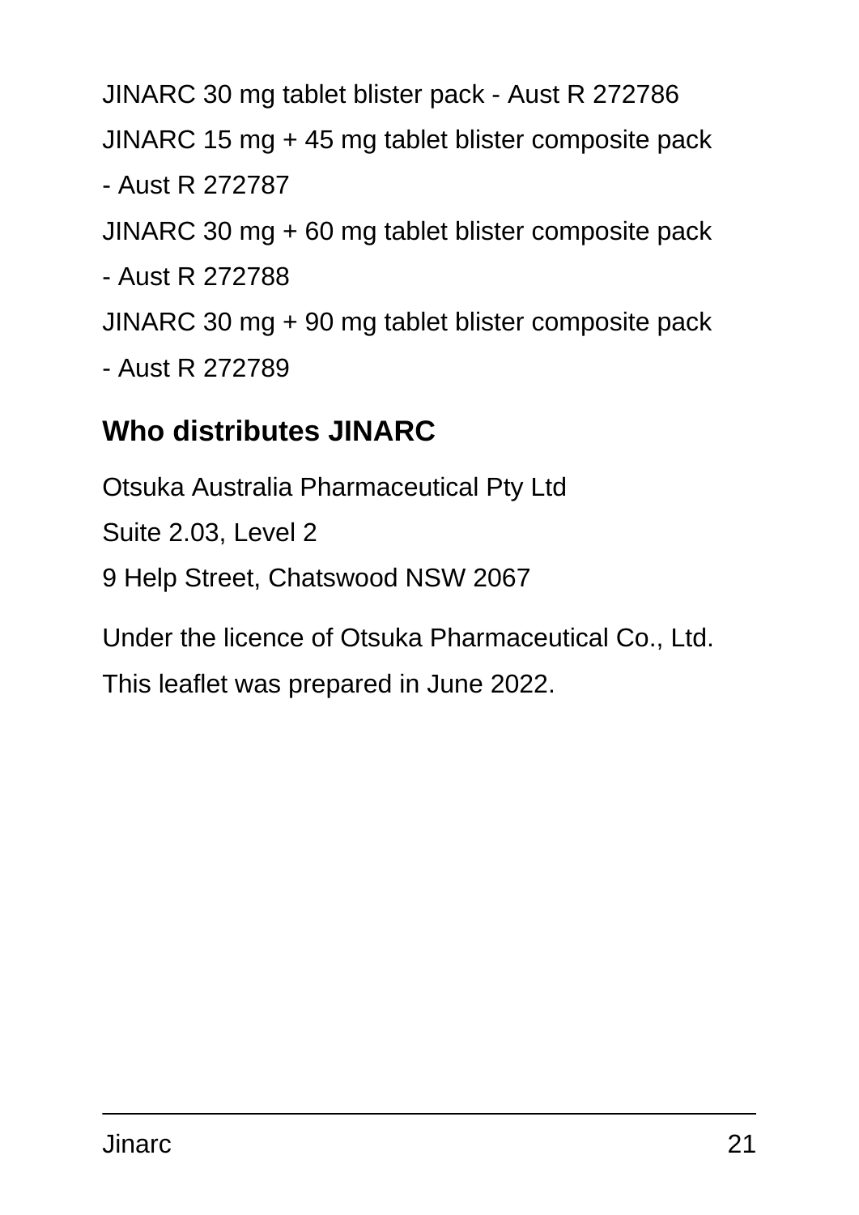JINARC 30 mg tablet blister pack - Aust R 272786

JINARC 15 mg + 45 mg tablet blister composite pack - Aust R 272787

JINARC 30 mg + 60 mg tablet blister composite pack - Aust R 272788

JINARC 30 mg + 90 mg tablet blister composite pack - Aust R 272789

## Who distributes JINARC

Otsuka Australia Pharmaceutical Pty Ltd

Suite 2.03, Level 2

9 Help Street, Chatswood NSW 2067

Under the licence of Otsuka Pharmaceutical Co., Ltd.

This leaflet was prepared in June 2022.